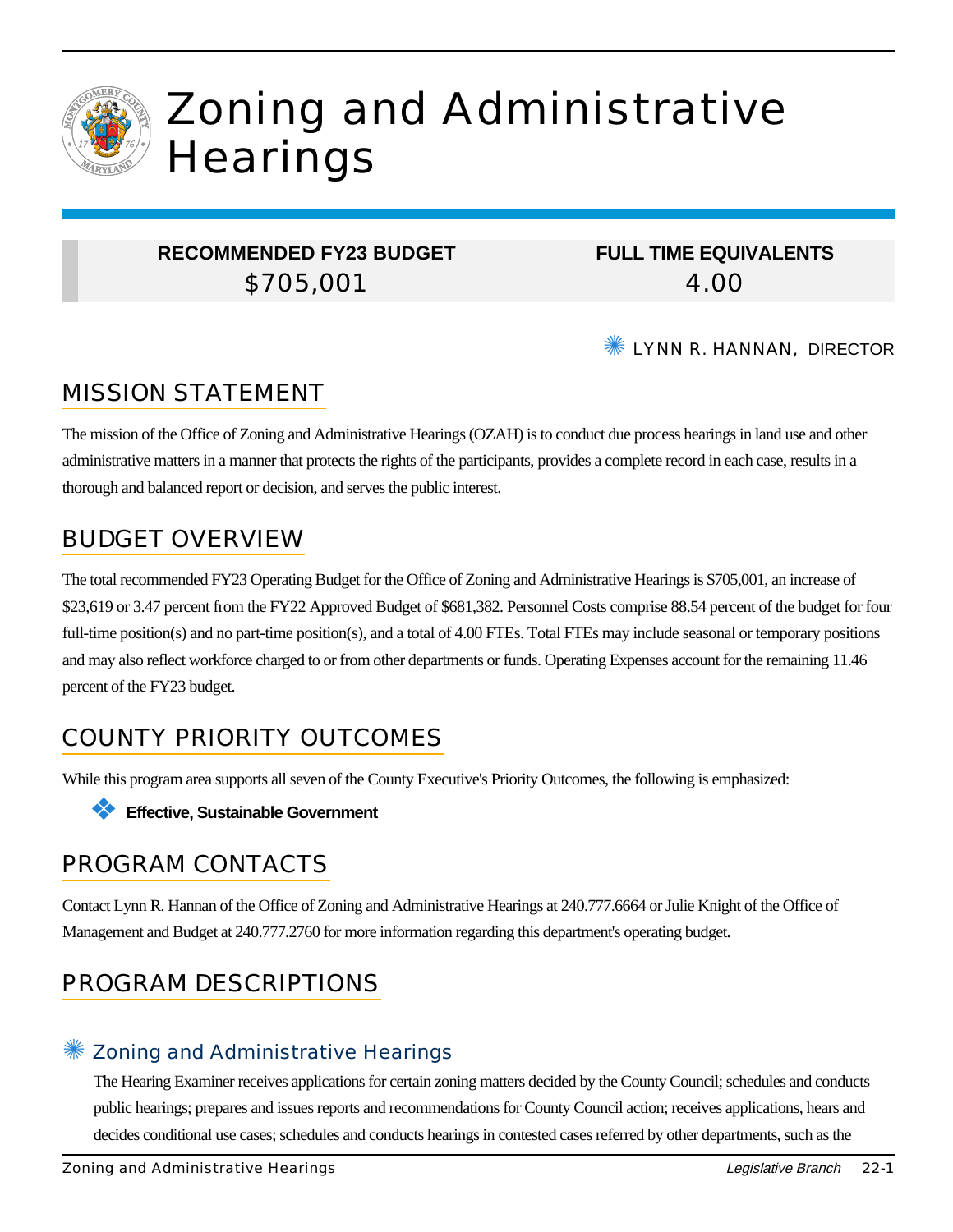# Zoning and Administrative Hearings

| RECOMMENDED FY23 BUDGET | FULL TIME EQUIVALENTS |
|---|---|
| $705,001 | 4.00 |

LYNN R. HANNAN, DIRECTOR

## MISSION STATEMENT

The mission of the Office of Zoning and Administrative Hearings (OZAH) is to conduct due process hearings in land use and other administrative matters in a manner that protects the rights of the participants, provides a complete record in each case, results in a thorough and balanced report or decision, and serves the public interest.

## BUDGET OVERVIEW

The total recommended FY23 Operating Budget for the Office of Zoning and Administrative Hearings is $705,001, an increase of $23,619 or 3.47 percent from the FY22 Approved Budget of $681,382. Personnel Costs comprise 88.54 percent of the budget for four full-time position(s) and no part-time position(s), and a total of 4.00 FTEs. Total FTEs may include seasonal or temporary positions and may also reflect workforce charged to or from other departments or funds. Operating Expenses account for the remaining 11.46 percent of the FY23 budget.

## COUNTY PRIORITY OUTCOMES

While this program area supports all seven of the County Executive's Priority Outcomes, the following is emphasized:

- **Effective, Sustainable Government**

## PROGRAM CONTACTS

Contact Lynn R. Hannan of the Office of Zoning and Administrative Hearings at 240.777.6664 or Julie Knight of the Office of Management and Budget at 240.777.2760 for more information regarding this department's operating budget.

## PROGRAM DESCRIPTIONS

### Zoning and Administrative Hearings

The Hearing Examiner receives applications for certain zoning matters decided by the County Council; schedules and conducts public hearings; prepares and issues reports and recommendations for County Council action; receives applications, hears and decides conditional use cases; schedules and conducts hearings in contested cases referred by other departments, such as the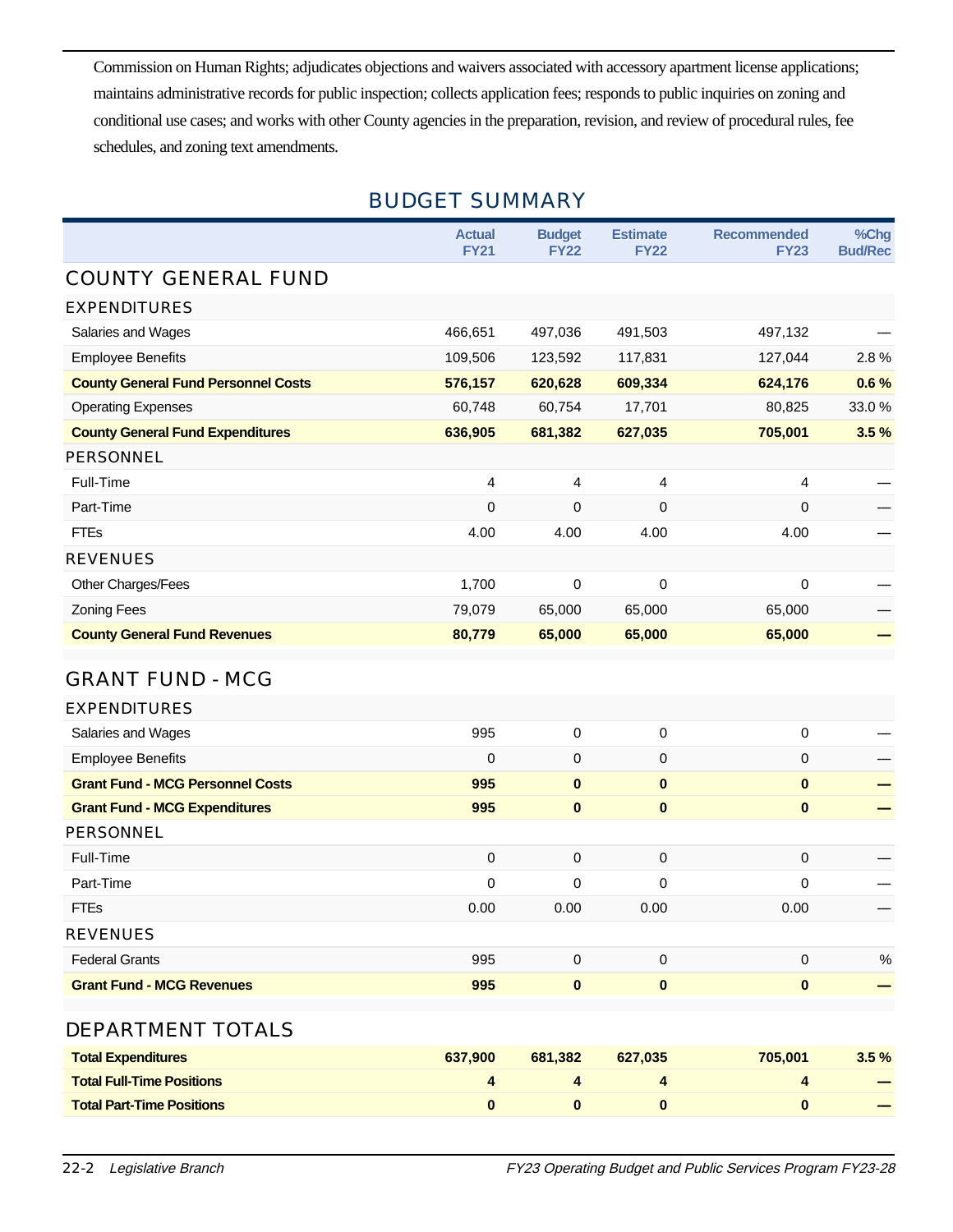Commission on Human Rights; adjudicates objections and waivers associated with accessory apartment license applications; maintains administrative records for public inspection; collects application fees; responds to public inquiries on zoning and conditional use cases; and works with other County agencies in the preparation, revision, and review of procedural rules, fee schedules, and zoning text amendments.

## BUDGET SUMMARY

| | Actual FY21 | Budget FY22 | Estimate FY22 | Recommended FY23 | %Chg Bud/Rec |
|---|---|---|---|---|---|
| **COUNTY GENERAL FUND** | | | | | |
| **EXPENDITURES** | | | | | |
| Salaries and Wages | 466,651 | 497,036 | 491,503 | 497,132 | — |
| Employee Benefits | 109,506 | 123,592 | 117,831 | 127,044 | 2.8 % |
| **County General Fund Personnel Costs** | **576,157** | **620,628** | **609,334** | **624,176** | **0.6 %** |
| Operating Expenses | 60,748 | 60,754 | 17,701 | 80,825 | 33.0 % |
| **County General Fund Expenditures** | **636,905** | **681,382** | **627,035** | **705,001** | **3.5 %** |
| **PERSONNEL** | | | | | |
| Full-Time | 4 | 4 | 4 | 4 | — |
| Part-Time | 0 | 0 | 0 | 0 | — |
| FTEs | 4.00 | 4.00 | 4.00 | 4.00 | — |
| **REVENUES** | | | | | |
| Other Charges/Fees | 1,700 | 0 | 0 | 0 | — |
| Zoning Fees | 79,079 | 65,000 | 65,000 | 65,000 | — |
| **County General Fund Revenues** | **80,779** | **65,000** | **65,000** | **65,000** | **—** |
| **GRANT FUND - MCG** | | | | | |
| **EXPENDITURES** | | | | | |
| Salaries and Wages | 995 | 0 | 0 | 0 | — |
| Employee Benefits | 0 | 0 | 0 | 0 | — |
| **Grant Fund - MCG Personnel Costs** | **995** | **0** | **0** | **0** | **—** |
| **Grant Fund - MCG Expenditures** | **995** | **0** | **0** | **0** | **—** |
| **PERSONNEL** | | | | | |
| Full-Time | 0 | 0 | 0 | 0 | — |
| Part-Time | 0 | 0 | 0 | 0 | — |
| FTEs | 0.00 | 0.00 | 0.00 | 0.00 | — |
| **REVENUES** | | | | | |
| Federal Grants | 995 | 0 | 0 | 0 | % |
| **Grant Fund - MCG Revenues** | **995** | **0** | **0** | **0** | **—** |
| **DEPARTMENT TOTALS** | | | | | |
| **Total Expenditures** | **637,900** | **681,382** | **627,035** | **705,001** | **3.5 %** |
| **Total Full-Time Positions** | **4** | **4** | **4** | **4** | **—** |
| **Total Part-Time Positions** | **0** | **0** | **0** | **0** | **—** |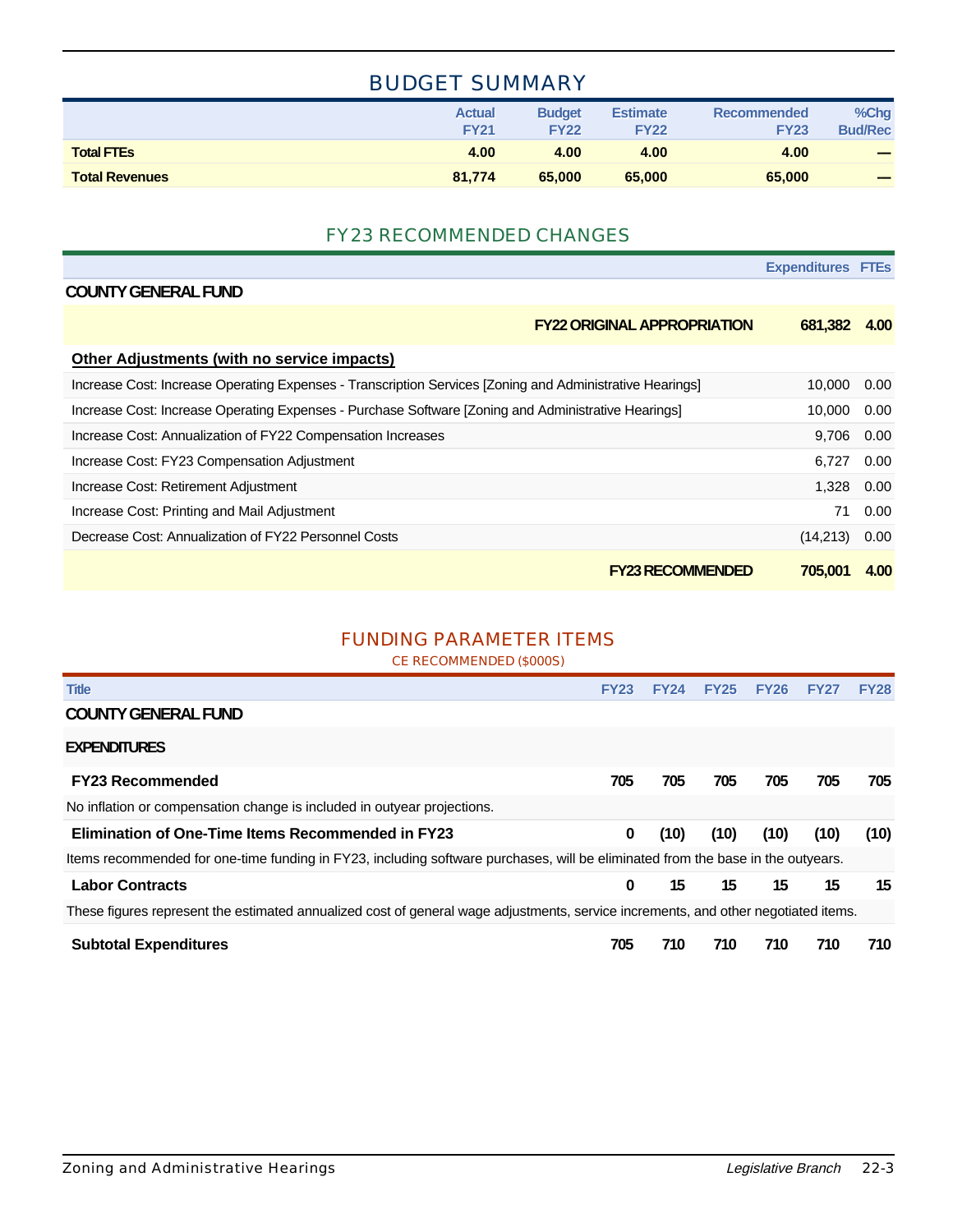## BUDGET SUMMARY

| | Actual FY21 | Budget FY22 | Estimate FY22 | Recommended FY23 | %Chg Bud/Rec |
|---|---|---|---|---|---|
| **Total FTEs** | **4.00** | **4.00** | **4.00** | **4.00** | **—** |
| **Total Revenues** | **81,774** | **65,000** | **65,000** | **65,000** | **—** |

## FY23 RECOMMENDED CHANGES

| | Expenditures | FTEs |
|---|---|---|
| **COUNTY GENERAL FUND** | | |
| **FY22 ORIGINAL APPROPRIATION** | **681,382** | **4.00** |
| **Other Adjustments (with no service impacts)** | | |
| Increase Cost: Increase Operating Expenses - Transcription Services [Zoning and Administrative Hearings] | 10,000 | 0.00 |
| Increase Cost: Increase Operating Expenses - Purchase Software [Zoning and Administrative Hearings] | 10,000 | 0.00 |
| Increase Cost: Annualization of FY22 Compensation Increases | 9,706 | 0.00 |
| Increase Cost: FY23 Compensation Adjustment | 6,727 | 0.00 |
| Increase Cost: Retirement Adjustment | 1,328 | 0.00 |
| Increase Cost: Printing and Mail Adjustment | 71 | 0.00 |
| Decrease Cost: Annualization of FY22 Personnel Costs | (14,213) | 0.00 |
| **FY23 RECOMMENDED** | **705,001** | **4.00** |

## FUNDING PARAMETER ITEMS

CE RECOMMENDED ($000S)

| Title | FY23 | FY24 | FY25 | FY26 | FY27 | FY28 |
|---|---|---|---|---|---|---|
| **COUNTY GENERAL FUND** | | | | | | |
| **EXPENDITURES** | | | | | | |
| **FY23 Recommended** | **705** | **705** | **705** | **705** | **705** | **705** |
| No inflation or compensation change is included in outyear projections. | | | | | | |
| **Elimination of One-Time Items Recommended in FY23** | **0** | **(10)** | **(10)** | **(10)** | **(10)** | **(10)** |
| Items recommended for one-time funding in FY23, including software purchases, will be eliminated from the base in the outyears. | | | | | | |
| **Labor Contracts** | **0** | **15** | **15** | **15** | **15** | **15** |
| These figures represent the estimated annualized cost of general wage adjustments, service increments, and other negotiated items. | | | | | | |
| **Subtotal Expenditures** | **705** | **710** | **710** | **710** | **710** | **710** |